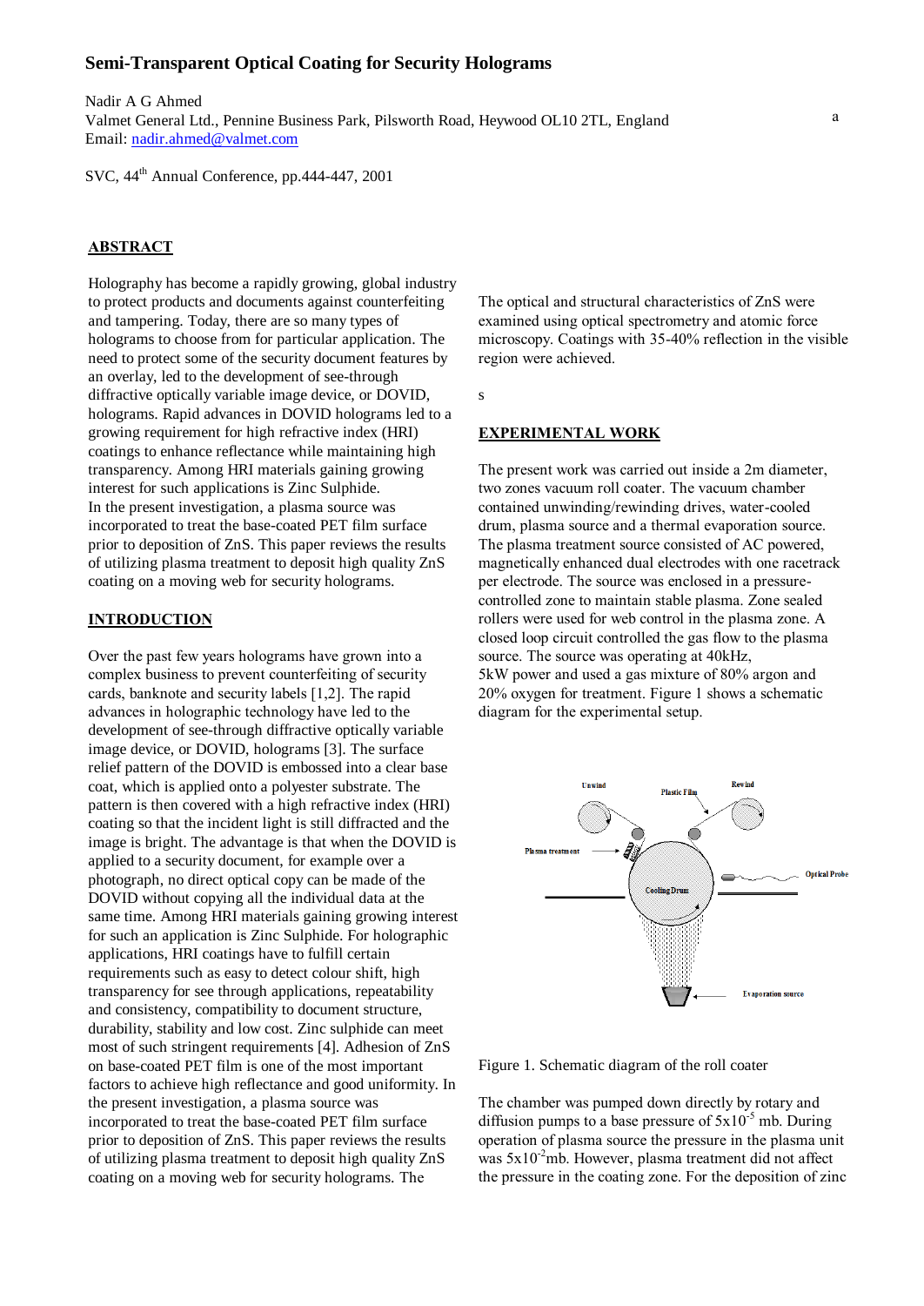# Semi-Transparent Optical Coating for Security Holograms

Nadir A G Ahmed
Valmet General Ltd., Pennine Business Park, Pilsworth Road, Heywood OL10 2TL, England
Email: nadir.ahmed@valmet.com

SVC, 44th Annual Conference, pp.444-447, 2001

## ABSTRACT

Holography has become a rapidly growing, global industry to protect products and documents against counterfeiting and tampering. Today, there are so many types of holograms to choose from for particular application. The need to protect some of the security document features by an overlay, led to the development of see-through diffractive optically variable image device, or DOVID, holograms. Rapid advances in DOVID holograms led to a growing requirement for high refractive index (HRI) coatings to enhance reflectance while maintaining high transparency. Among HRI materials gaining growing interest for such applications is Zinc Sulphide.
In the present investigation, a plasma source was incorporated to treat the base-coated PET film surface prior to deposition of ZnS. This paper reviews the results of utilizing plasma treatment to deposit high quality ZnS coating on a moving web for security holograms.

The optical and structural characteristics of ZnS were examined using optical spectrometry and atomic force microscopy. Coatings with 35-40% reflection in the visible region were achieved.

## INTRODUCTION

Over the past few years holograms have grown into a complex business to prevent counterfeiting of security cards, banknote and security labels [1,2]. The rapid advances in holographic technology have led to the development of see-through diffractive optically variable image device, or DOVID, holograms [3]. The surface relief pattern of the DOVID is embossed into a clear base coat, which is applied onto a polyester substrate. The pattern is then covered with a high refractive index (HRI) coating so that the incident light is still diffracted and the image is bright. The advantage is that when the DOVID is applied to a security document, for example over a photograph, no direct optical copy can be made of the DOVID without copying all the individual data at the same time. Among HRI materials gaining growing interest for such an application is Zinc Sulphide. For holographic applications, HRI coatings have to fulfill certain requirements such as easy to detect colour shift, high transparency for see through applications, repeatability and consistency, compatibility to document structure, durability, stability and low cost. Zinc sulphide can meet most of such stringent requirements [4]. Adhesion of ZnS on base-coated PET film is one of the most important factors to achieve high reflectance and good uniformity. In the present investigation, a plasma source was incorporated to treat the base-coated PET film surface prior to deposition of ZnS. This paper reviews the results of utilizing plasma treatment to deposit high quality ZnS coating on a moving web for security holograms. The

## EXPERIMENTAL WORK

The present work was carried out inside a 2m diameter, two zones vacuum roll coater. The vacuum chamber contained unwinding/rewinding drives, water-cooled drum, plasma source and a thermal evaporation source. The plasma treatment source consisted of AC powered, magnetically enhanced dual electrodes with one racetrack per electrode. The source was enclosed in a pressure-controlled zone to maintain stable plasma. Zone sealed rollers were used for web control in the plasma zone. A closed loop circuit controlled the gas flow to the plasma source. The source was operating at 40kHz, 5kW power and used a gas mixture of 80% argon and 20% oxygen for treatment. Figure 1 shows a schematic diagram for the experimental setup.

Figure 1. Schematic diagram of the roll coater

The chamber was pumped down directly by rotary and diffusion pumps to a base pressure of $5x10^{-5}$ mb. During operation of plasma source the pressure in the plasma unit was $5x10^{-2}$mb. However, plasma treatment did not affect the pressure in the coating zone. For the deposition of zinc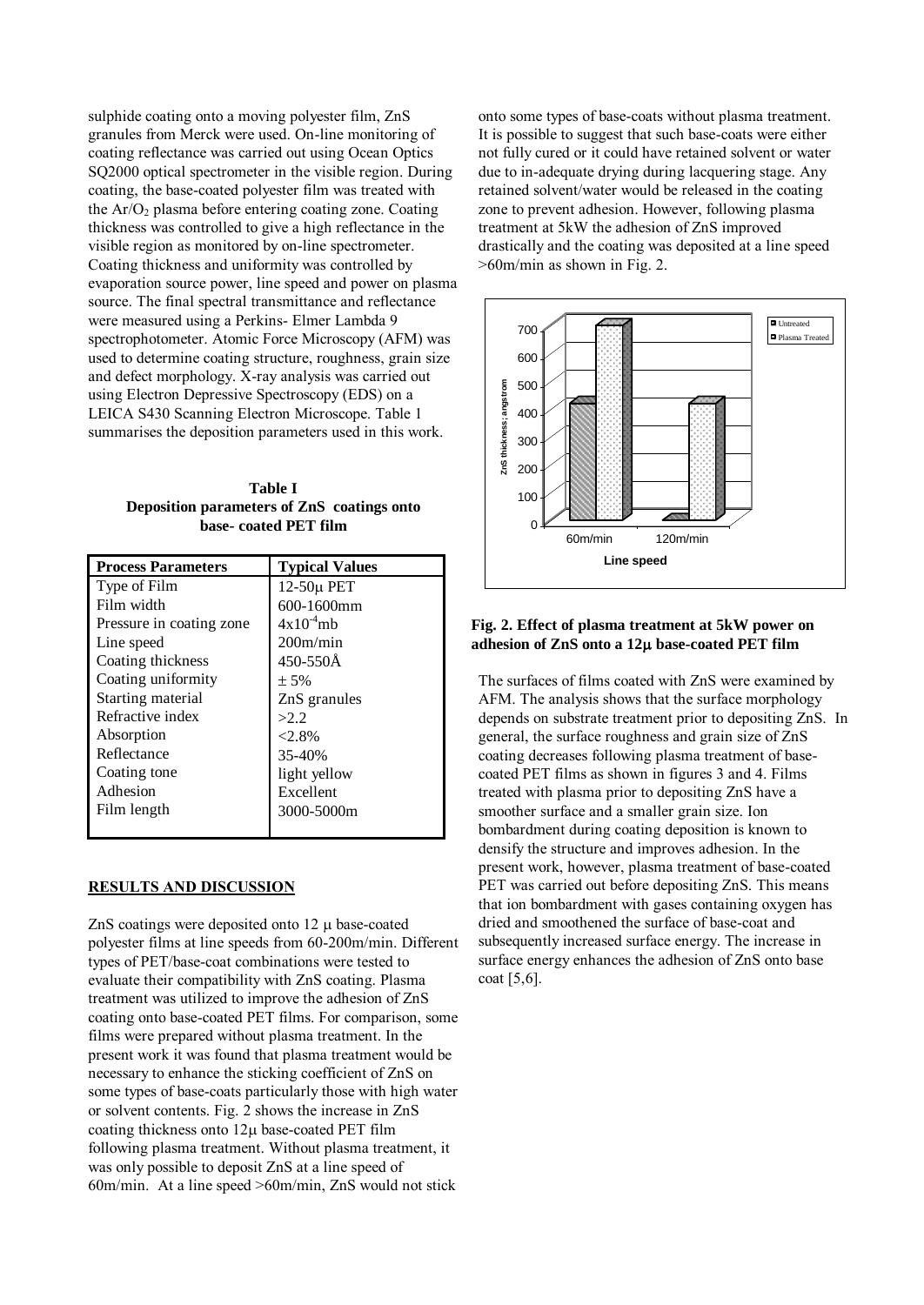sulphide coating onto a moving polyester film, ZnS granules from Merck were used. On-line monitoring of coating reflectance was carried out using Ocean Optics SQ2000 optical spectrometer in the visible region. During coating, the base-coated polyester film was treated with the $Ar/O_2$ plasma before entering coating zone. Coating thickness was controlled to give a high reflectance in the visible region as monitored by on-line spectrometer. Coating thickness and uniformity was controlled by evaporation source power, line speed and power on plasma source. The final spectral transmittance and reflectance were measured using a Perkins- Elmer Lambda 9 spectrophotometer. Atomic Force Microscopy (AFM) was used to determine coating structure, roughness, grain size and defect morphology. X-ray analysis was carried out using Electron Depressive Spectroscopy (EDS) on a LEICA S430 Scanning Electron Microscope. Table 1 summarises the deposition parameters used in this work.

**Table I**
**Deposition parameters of ZnS coatings onto base- coated PET film**

| Process Parameters | Typical Values |
|---|---|
| Type of Film | 12-50μ PET |
| Film width | 600-1600mm |
| Pressure in coating zone | $4x10^{-4}$mb |
| Line speed | 200m/min |
| Coating thickness | 450-550Å |
| Coating uniformity | ± 5% |
| Starting material | ZnS granules |
| Refractive index | >2.2 |
| Absorption | <2.8% |
| Reflectance | 35-40% |
| Coating tone | light yellow |
| Adhesion | Excellent |
| Film length | 3000-5000m |

## RESULTS AND DISCUSSION

ZnS coatings were deposited onto 12 μ base-coated polyester films at line speeds from 60-200m/min. Different types of PET/base-coat combinations were tested to evaluate their compatibility with ZnS coating. Plasma treatment was utilized to improve the adhesion of ZnS coating onto base-coated PET films. For comparison, some films were prepared without plasma treatment. In the present work it was found that plasma treatment would be necessary to enhance the sticking coefficient of ZnS on some types of base-coats particularly those with high water or solvent contents. Fig. 2 shows the increase in ZnS coating thickness onto 12μ base-coated PET film following plasma treatment. Without plasma treatment, it was only possible to deposit ZnS at a line speed of 60m/min. At a line speed >60m/min, ZnS would not stick onto some types of base-coats without plasma treatment. It is possible to suggest that such base-coats were either not fully cured or it could have retained solvent or water due to in-adequate drying during lacquering stage. Any retained solvent/water would be released in the coating zone to prevent adhesion. However, following plasma treatment at 5kW the adhesion of ZnS improved drastically and the coating was deposited at a line speed >60m/min as shown in Fig. 2.

**Fig. 2. Effect of plasma treatment at 5kW power on adhesion of ZnS onto a 12μ base-coated PET film**

The surfaces of films coated with ZnS were examined by AFM. The analysis shows that the surface morphology depends on substrate treatment prior to depositing ZnS. In general, the surface roughness and grain size of ZnS coating decreases following plasma treatment of base-coated PET films as shown in figures 3 and 4. Films treated with plasma prior to depositing ZnS have a smoother surface and a smaller grain size. Ion bombardment during coating deposition is known to densify the structure and improves adhesion. In the present work, however, plasma treatment of base-coated PET was carried out before depositing ZnS. This means that ion bombardment with gases containing oxygen has dried and smoothened the surface of base-coat and subsequently increased surface energy. The increase in surface energy enhances the adhesion of ZnS onto base coat [5,6].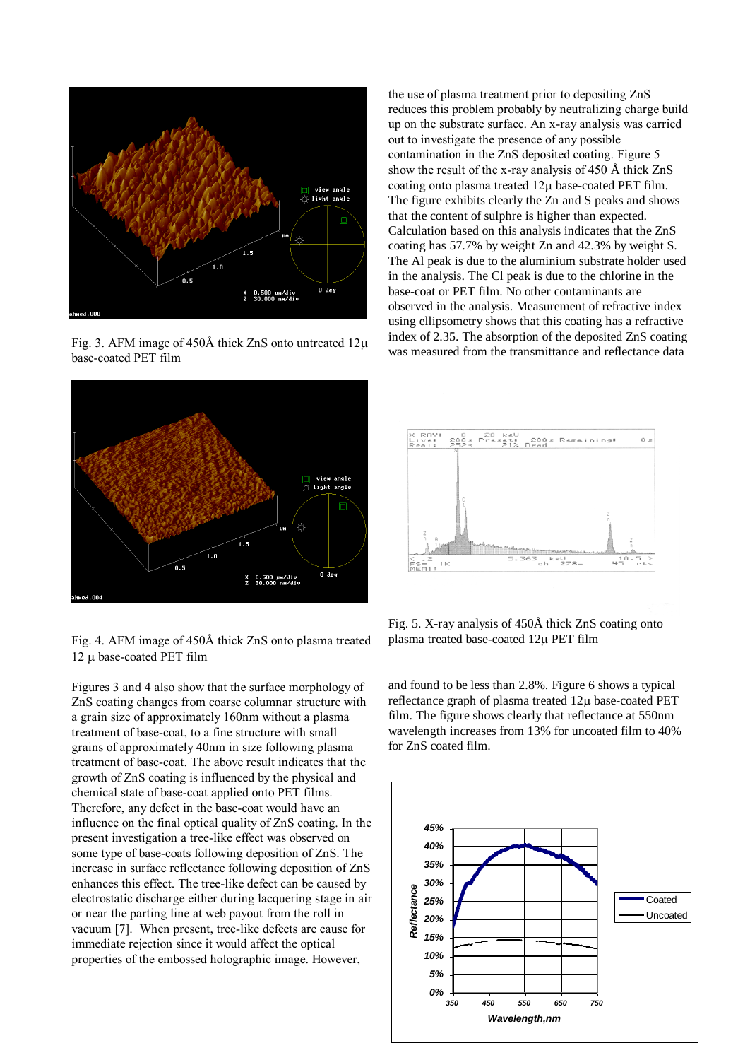Fig. 3. AFM image of 450Å thick ZnS onto untreated 12µ base-coated PET film

Fig. 4. AFM image of 450Å thick ZnS onto plasma treated 12 µ base-coated PET film

Figures 3 and 4 also show that the surface morphology of ZnS coating changes from coarse columnar structure with a grain size of approximately 160nm without a plasma treatment of base-coat, to a fine structure with small grains of approximately 40nm in size following plasma treatment of base-coat. The above result indicates that the growth of ZnS coating is influenced by the physical and chemical state of base-coat applied onto PET films. Therefore, any defect in the base-coat would have an influence on the final optical quality of ZnS coating. In the present investigation a tree-like effect was observed on some type of base-coats following deposition of ZnS. The increase in surface reflectance following deposition of ZnS enhances this effect. The tree-like defect can be caused by electrostatic discharge either during lacquering stage in air or near the parting line at web payout from the roll in vacuum [7]. When present, tree-like defects are cause for immediate rejection since it would affect the optical properties of the embossed holographic image. However, the use of plasma treatment prior to depositing ZnS reduces this problem probably by neutralizing charge build up on the substrate surface. An x-ray analysis was carried out to investigate the presence of any possible contamination in the ZnS deposited coating. Figure 5 show the result of the x-ray analysis of 450 Å thick ZnS coating onto plasma treated 12µ base-coated PET film. The figure exhibits clearly the Zn and S peaks and shows that the content of sulphre is higher than expected. Calculation based on this analysis indicates that the ZnS coating has 57.7% by weight Zn and 42.3% by weight S. The Al peak is due to the aluminium substrate holder used in the analysis. The Cl peak is due to the chlorine in the base-coat or PET film. No other contaminants are observed in the analysis. Measurement of refractive index using ellipsometry shows that this coating has a refractive index of 2.35. The absorption of the deposited ZnS coating was measured from the transmittance and reflectance data

Fig. 5. X-ray analysis of 450Å thick ZnS coating onto plasma treated base-coated 12µ PET film

and found to be less than 2.8%. Figure 6 shows a typical reflectance graph of plasma treated 12µ base-coated PET film. The figure shows clearly that reflectance at 550nm wavelength increases from 13% for uncoated film to 40% for ZnS coated film.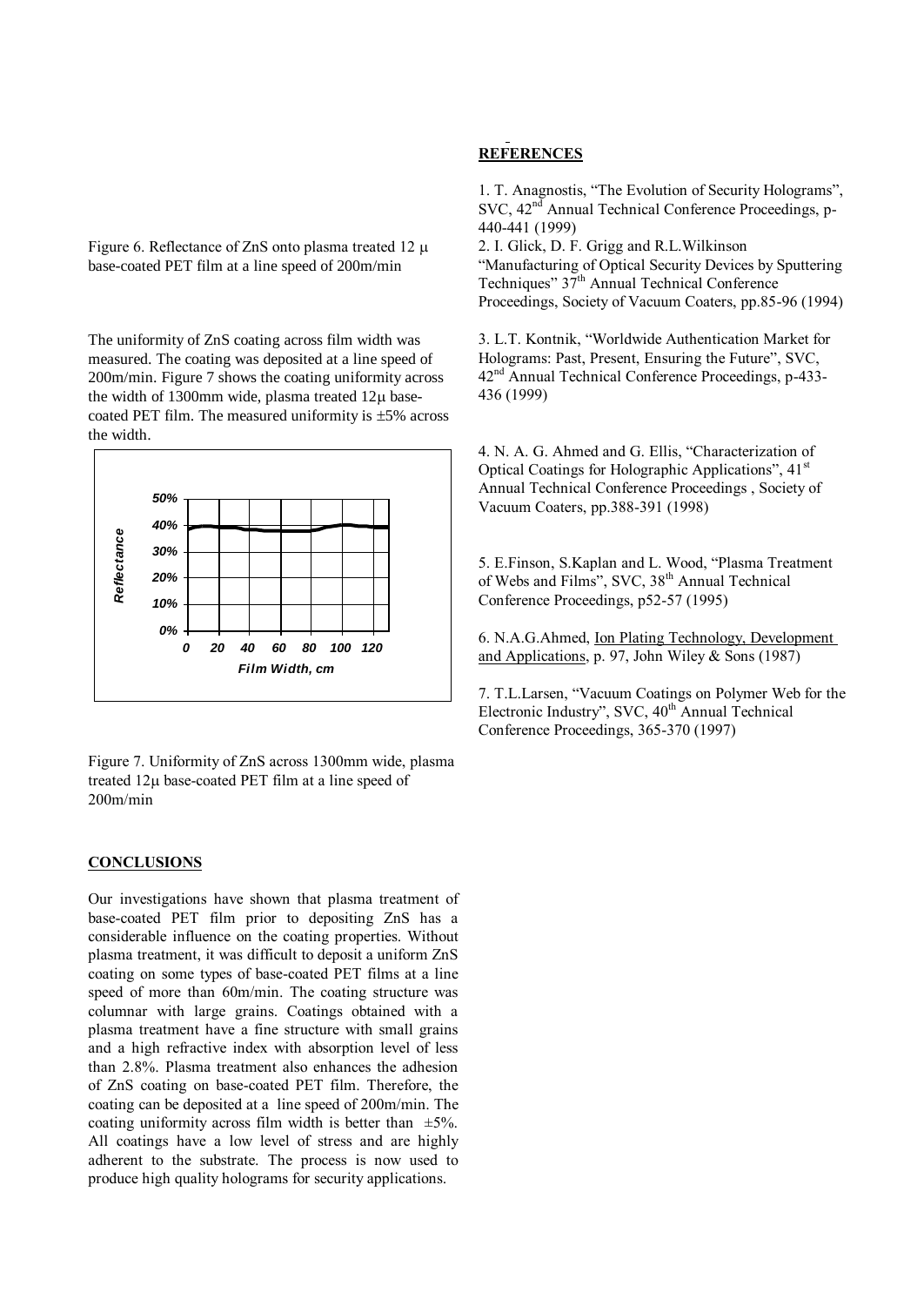Figure 6. Reflectance of ZnS onto plasma treated 12 µ base-coated PET film at a line speed of 200m/min

The uniformity of ZnS coating across film width was measured. The coating was deposited at a line speed of 200m/min. Figure 7 shows the coating uniformity across the width of 1300mm wide, plasma treated 12µ base-coated PET film. The measured uniformity is ±5% across the width.

Reflectance

50%
40%
30%
20%
10%
0%

0 20 40 60 80 100 120

Film Width, cm

Figure 7. Uniformity of ZnS across 1300mm wide, plasma treated 12µ base-coated PET film at a line speed of 200m/min

## CONCLUSIONS

Our investigations have shown that plasma treatment of base-coated PET film prior to depositing ZnS has a considerable influence on the coating properties. Without plasma treatment, it was difficult to deposit a uniform ZnS coating on some types of base-coated PET films at a line speed of more than 60m/min. The coating structure was columnar with large grains. Coatings obtained with a plasma treatment have a fine structure with small grains and a high refractive index with absorption level of less than 2.8%. Plasma treatment also enhances the adhesion of ZnS coating on base-coated PET film. Therefore, the coating can be deposited at a line speed of 200m/min. The coating uniformity across film width is better than ±5%. All coatings have a low level of stress and are highly adherent to the substrate. The process is now used to produce high quality holograms for security applications.

## REFERENCES

1. T. Anagnostis, "The Evolution of Security Holograms", SVC, 42nd Annual Technical Conference Proceedings, p-440-441 (1999)
2. I. Glick, D. F. Grigg and R.L.Wilkinson "Manufacturing of Optical Security Devices by Sputtering Techniques" 37th Annual Technical Conference Proceedings, Society of Vacuum Coaters, pp.85-96 (1994)
3. L.T. Kontnik, "Worldwide Authentication Market for Holograms: Past, Present, Ensuring the Future", SVC, 42nd Annual Technical Conference Proceedings, p-433-436 (1999)
4. N. A. G. Ahmed and G. Ellis, "Characterization of Optical Coatings for Holographic Applications", 41st Annual Technical Conference Proceedings , Society of Vacuum Coaters, pp.388-391 (1998)
5. E.Finson, S.Kaplan and L. Wood, "Plasma Treatment of Webs and Films", SVC, 38th Annual Technical Conference Proceedings, p52-57 (1995)
6. N.A.G.Ahmed, Ion Plating Technology, Development and Applications, p. 97, John Wiley & Sons (1987)
7. T.L.Larsen, "Vacuum Coatings on Polymer Web for the Electronic Industry", SVC, 40th Annual Technical Conference Proceedings, 365-370 (1997)